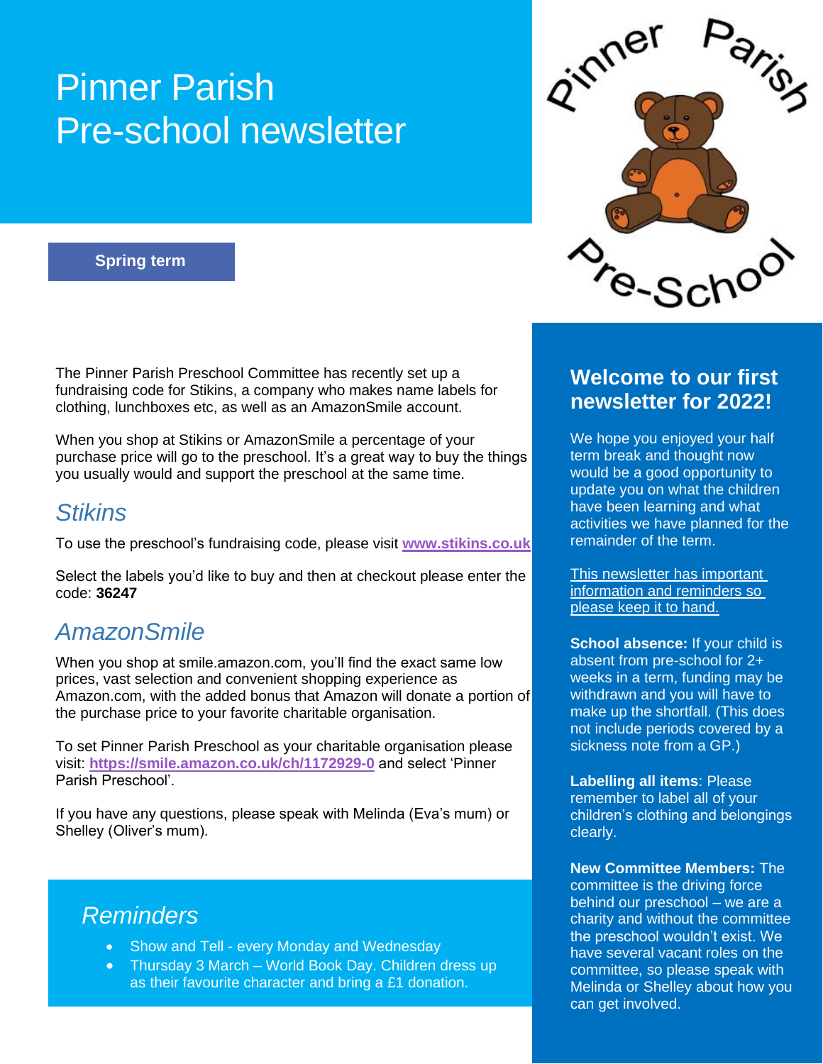# Pinner Parish Pre-school newsletter

**Spring term**

## Welcome to our first newsletter for 2022!

We hope you enjoyed your half term break and thought now would be a good opportunity to update you on what the children have been learning and what activities we have planned for the remainder of the term.

This newsletter has important information and reminders so please keep it to hand.

**School absence:** If your child is absent from pre-school for 2+ weeks in a term, funding may be withdrawn and you will have to make up the shortfall. (This does not include periods covered by a sickness note from a GP.)

**Labelling all items**: Please remember to label all of your children's clothing and belongings clearly.

**New Committee Members:** The committee is the driving force behind our preschool – we are a charity and without the committee the preschool wouldn't exist. We have several vacant roles on the committee, so please speak with Melinda or Shelley about how you can get involved.

The Pinner Parish Preschool Committee has recently set up a fundraising code for Stikins, a company who makes name labels for clothing, lunchboxes etc, as well as an AmazonSmile account.

When you shop at Stikins or AmazonSmile a percentage of your purchase price will go to the preschool. It's a great way to buy the things you usually would and support the preschool at the same time.

## *Stikins*

To use the preschool's fundraising code, please visit **www.stikins.co.uk**

Select the labels you'd like to buy and then at checkout please enter the code: **36247**

## *AmazonSmile*

When you shop at smile.amazon.com, you'll find the exact same low prices, vast selection and convenient shopping experience as Amazon.com, with the added bonus that Amazon will donate a portion of the purchase price to your favorite charitable organisation.

To set Pinner Parish Preschool as your charitable organisation please visit: **https://smile.amazon.co.uk/ch/1172929-0** and select 'Pinner Parish Preschool'.

If you have any questions, please speak with Melinda (Eva's mum) or Shelley (Oliver's mum).

## *Reminders*

- Show and Tell - every Monday and Wednesday
- Thursday 3 March – World Book Day. Children dress up as their favourite character and bring a £1 donation.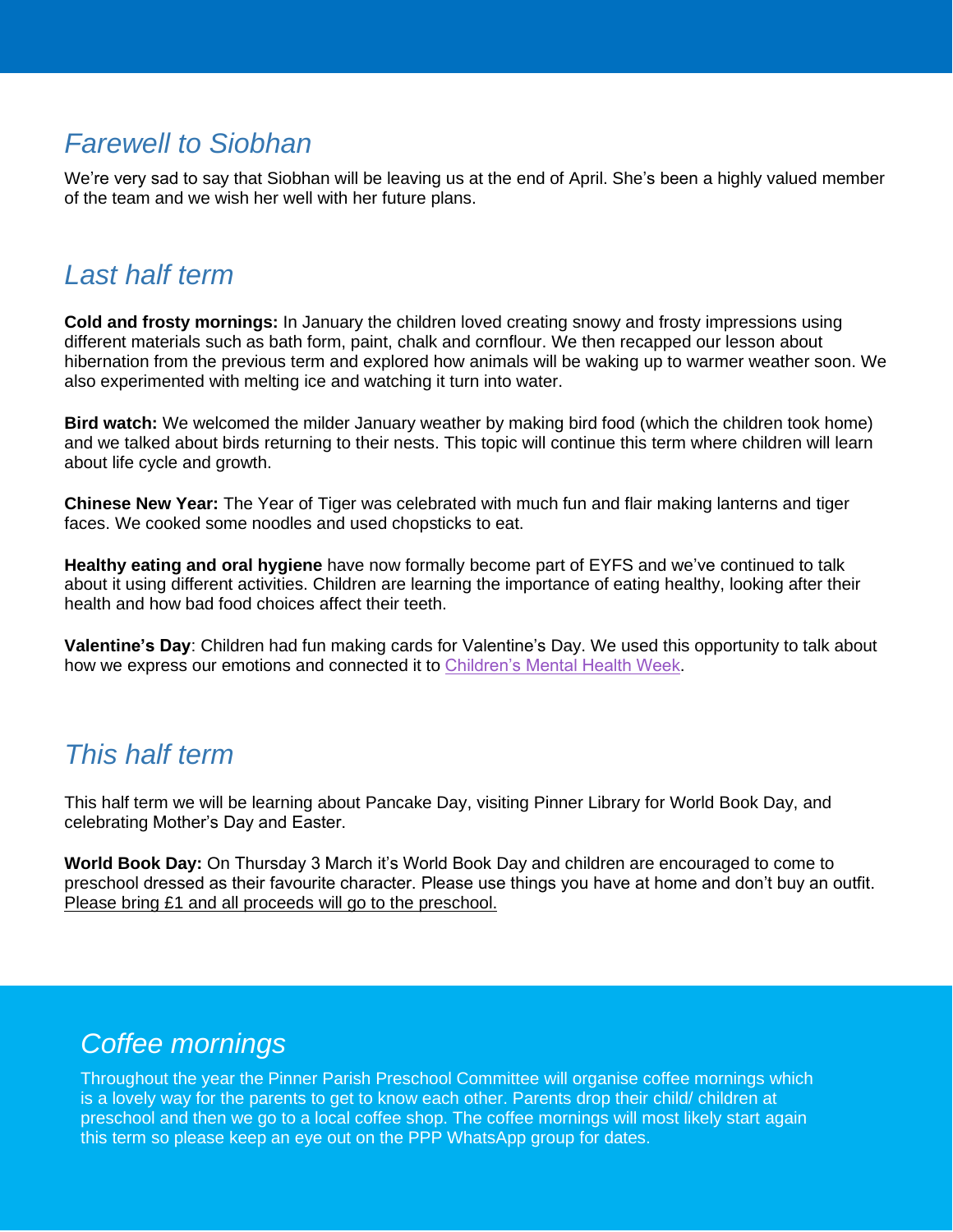## *Farewell to Siobhan*

We're very sad to say that Siobhan will be leaving us at the end of April. She's been a highly valued member of the team and we wish her well with her future plans.

## *Last half term*

**Cold and frosty mornings:** In January the children loved creating snowy and frosty impressions using different materials such as bath form, paint, chalk and cornflour. We then recapped our lesson about hibernation from the previous term and explored how animals will be waking up to warmer weather soon. We also experimented with melting ice and watching it turn into water.

**Bird watch:** We welcomed the milder January weather by making bird food (which the children took home) and we talked about birds returning to their nests. This topic will continue this term where children will learn about life cycle and growth.

**Chinese New Year:** The Year of Tiger was celebrated with much fun and flair making lanterns and tiger faces. We cooked some noodles and used chopsticks to eat.

**Healthy eating and oral hygiene** have now formally become part of EYFS and we've continued to talk about it using different activities. Children are learning the importance of eating healthy, looking after their health and how bad food choices affect their teeth.

**Valentine's Day**: Children had fun making cards for Valentine's Day. We used this opportunity to talk about how we express our emotions and connected it to Children's Mental Health Week.

## *This half term*

This half term we will be learning about Pancake Day, visiting Pinner Library for World Book Day, and celebrating Mother's Day and Easter.

**World Book Day:** On Thursday 3 March it's World Book Day and children are encouraged to come to preschool dressed as their favourite character. Please use things you have at home and don't buy an outfit. Please bring £1 and all proceeds will go to the preschool.

## *Coffee mornings*

Throughout the year the Pinner Parish Preschool Committee will organise coffee mornings which is a lovely way for the parents to get to know each other. Parents drop their child/ children at preschool and then we go to a local coffee shop. The coffee mornings will most likely start again this term so please keep an eye out on the PPP WhatsApp group for dates.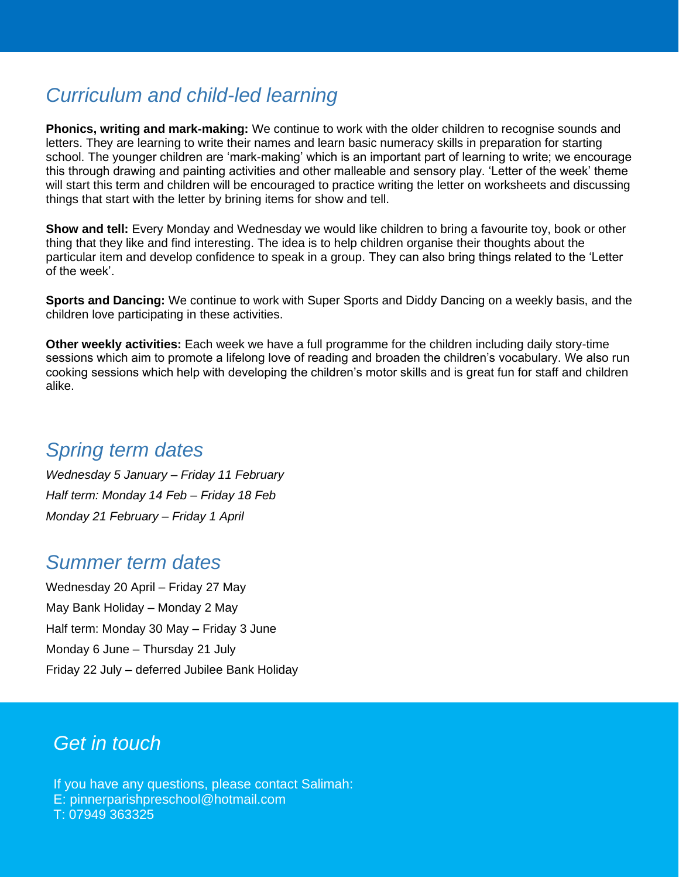## *Curriculum and child-led learning*

**Phonics, writing and mark-making:** We continue to work with the older children to recognise sounds and letters. They are learning to write their names and learn basic numeracy skills in preparation for starting school. The younger children are 'mark-making' which is an important part of learning to write; we encourage this through drawing and painting activities and other malleable and sensory play. 'Letter of the week' theme will start this term and children will be encouraged to practice writing the letter on worksheets and discussing things that start with the letter by brining items for show and tell.

**Show and tell:** Every Monday and Wednesday we would like children to bring a favourite toy, book or other thing that they like and find interesting. The idea is to help children organise their thoughts about the particular item and develop confidence to speak in a group. They can also bring things related to the 'Letter of the week'.

**Sports and Dancing:** We continue to work with Super Sports and Diddy Dancing on a weekly basis, and the children love participating in these activities.

**Other weekly activities:** Each week we have a full programme for the children including daily story-time sessions which aim to promote a lifelong love of reading and broaden the children's vocabulary. We also run cooking sessions which help with developing the children's motor skills and is great fun for staff and children alike.

## *Spring term dates*

*Wednesday 5 January – Friday 11 February*

*Half term: Monday 14 Feb – Friday 18 Feb*

*Monday 21 February – Friday 1 April*

## *Summer term dates*

Wednesday 20 April – Friday 27 May

May Bank Holiday – Monday 2 May

Half term: Monday 30 May – Friday 3 June

Monday 6 June – Thursday 21 July

Friday 22 July – deferred Jubilee Bank Holiday

## *Get in touch*

If you have any questions, please contact Salimah:
E: pinnerparishpreschool@hotmail.com
T: 07949 363325